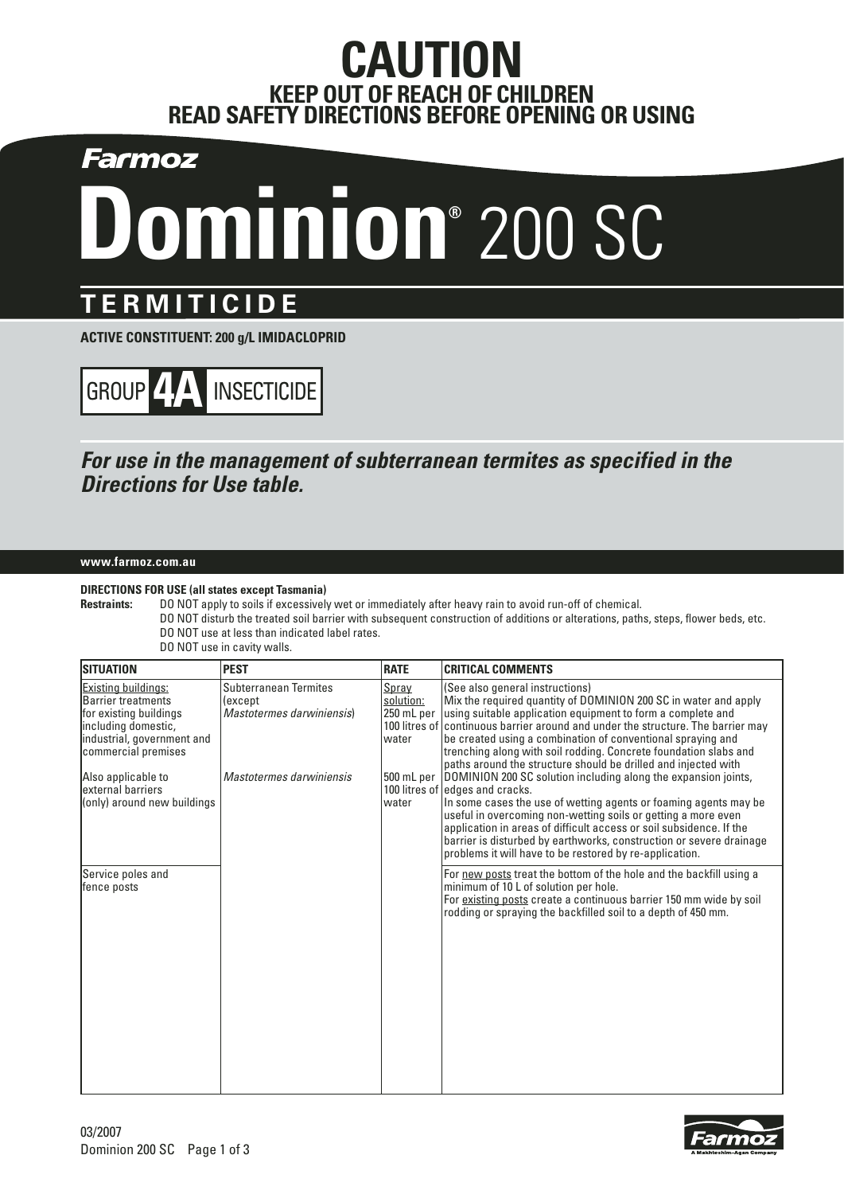# CAUTION

## KEEP OUT OF REACH OF CHILDREN
## READ SAFETY DIRECTIONS BEFORE OPENING OR USING

**Farmoz**

# Dominion® 200 SC

## TERMITICIDE

**ACTIVE CONSTITUENT: 200 g/L IMIDACLOPRID**

**GROUP 4A INSECTICIDE**

***For use in the management of subterranean termites as specified in the Directions for Use table.***

**www.farmoz.com.au**

**DIRECTIONS FOR USE (all states except Tasmania)**

**Restraints:** DO NOT apply to soils if excessively wet or immediately after heavy rain to avoid run-off of chemical.
DO NOT disturb the treated soil barrier with subsequent construction of additions or alterations, paths, steps, flower beds, etc.
DO NOT use at less than indicated label rates.
DO NOT use in cavity walls.

| SITUATION | PEST | RATE | CRITICAL COMMENTS |
|---|---|---|---|
| Existing buildings: Barrier treatments for existing buildings including domestic, industrial, government and commercial premises<br><br>Also applicable to external barriers (only) around new buildings | Subterranean Termites (except *Mastotermes darwiniensis*)<br><br>*Mastotermes darwiniensis* | Spray solution: 250 mL per 100 litres of water<br><br>500 mL per 100 litres of water | (See also general instructions)<br>Mix the required quantity of DOMINION 200 SC in water and apply using suitable application equipment to form a complete and continuous barrier around and under the structure. The barrier may be created using a combination of conventional spraying and trenching along with soil rodding. Concrete foundation slabs and paths around the structure should be drilled and injected with DOMINION 200 SC solution including along the expansion joints, edges and cracks.<br>In some cases the use of wetting agents or foaming agents may be useful in overcoming non-wetting soils or getting a more even application in areas of difficult access or soil subsidence. If the barrier is disturbed by earthworks, construction or severe drainage problems it will have to be restored by re-application. |
| Service poles and fence posts | | | For new posts treat the bottom of the hole and the backfill using a minimum of 10 L of solution per hole.<br>For existing posts create a continuous barrier 150 mm wide by soil rodding or spraying the backfilled soil to a depth of 450 mm. |

03/2007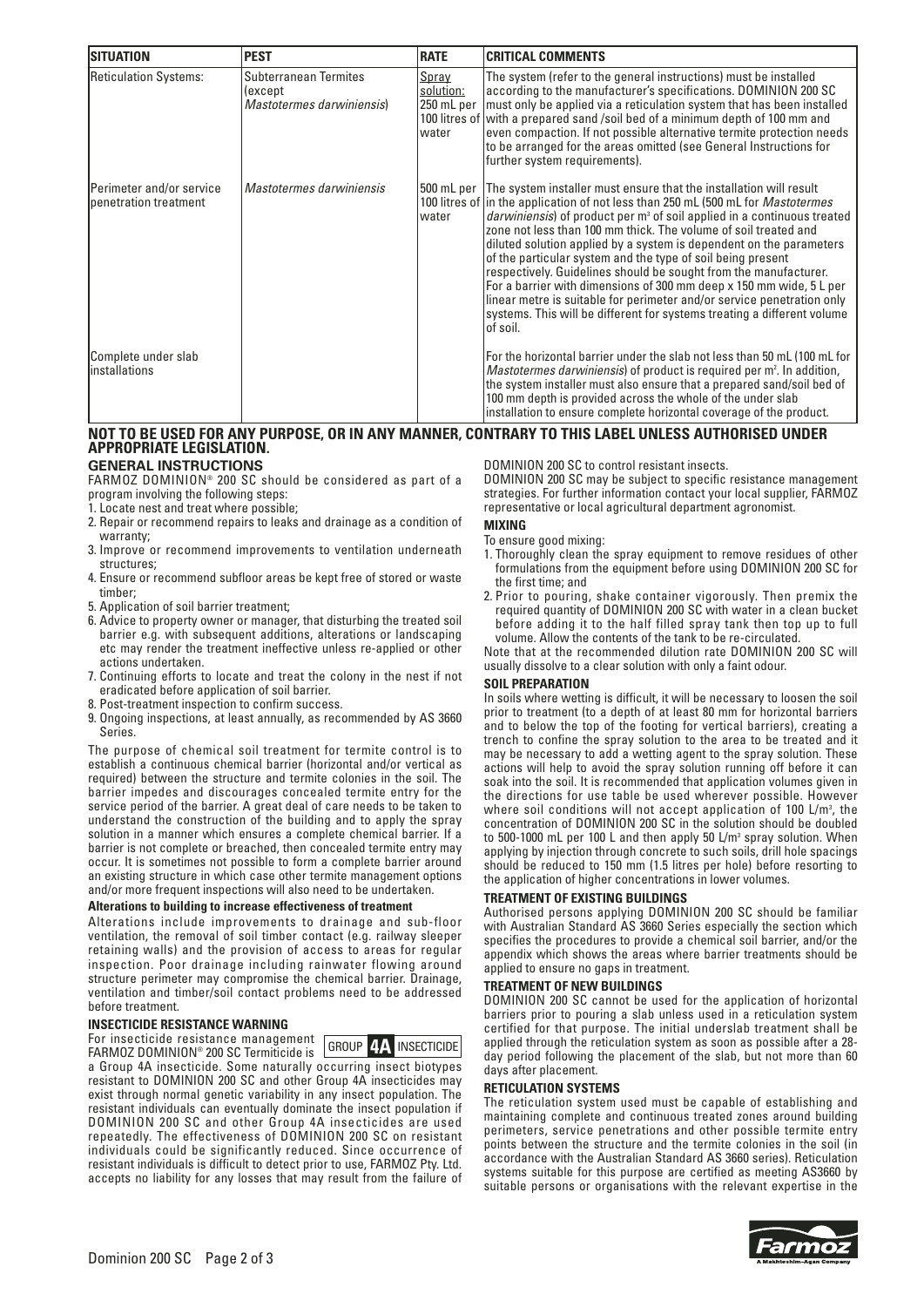| SITUATION | PEST | RATE | CRITICAL COMMENTS |
|---|---|---|---|
| Reticulation Systems: | Subterranean Termites (except *Mastotermes darwiniensis*) | Spray solution: 250 mL per 100 litres of water | The system (refer to the general instructions) must be installed according to the manufacturer's specifications. DOMINION 200 SC must only be applied via a reticulation system that has been installed with a prepared sand /soil bed of a minimum depth of 100 mm and even compaction. If not possible alternative termite protection needs to be arranged for the areas omitted (see General Instructions for further system requirements). |
| Perimeter and/or service penetration treatment | *Mastotermes darwiniensis* | 500 mL per 100 litres of water | The system installer must ensure that the installation will result in the application of not less than 250 mL (500 mL for *Mastotermes darwiniensis*) of product per m³ of soil applied in a continuous treated zone not less than 100 mm thick. The volume of soil treated and diluted solution applied by a system is dependent on the parameters of the particular system and the type of soil being present respectively. Guidelines should be sought from the manufacturer. For a barrier with dimensions of 300 mm deep x 150 mm wide, 5 L per linear metre is suitable for perimeter and/or service penetration only systems. This will be different for systems treating a different volume of soil. |
| Complete under slab installations | | | For the horizontal barrier under the slab not less than 50 mL (100 mL for *Mastotermes darwiniensis*) of product is required per m². In addition, the system installer must also ensure that a prepared sand/soil bed of 100 mm depth is provided across the whole of the under slab installation to ensure complete horizontal coverage of the product. |

**NOT TO BE USED FOR ANY PURPOSE, OR IN ANY MANNER, CONTRARY TO THIS LABEL UNLESS AUTHORISED UNDER APPROPRIATE LEGISLATION.**

## GENERAL INSTRUCTIONS

FARMOZ DOMINION® 200 SC should be considered as part of a program involving the following steps:

1. Locate nest and treat where possible;
2. Repair or recommend repairs to leaks and drainage as a condition of warranty;
3. Improve or recommend improvements to ventilation underneath structures;
4. Ensure or recommend subfloor areas be kept free of stored or waste timber;
5. Application of soil barrier treatment;
6. Advice to property owner or manager, that disturbing the treated soil barrier e.g. with subsequent additions, alterations or landscaping etc may render the treatment ineffective unless re-applied or other actions undertaken.
7. Continuing efforts to locate and treat the colony in the nest if not eradicated before application of soil barrier.
8. Post-treatment inspection to confirm success.
9. Ongoing inspections, at least annually, as recommended by AS 3660 Series.

The purpose of chemical soil treatment for termite control is to establish a continuous chemical barrier (horizontal and/or vertical as required) between the structure and termite colonies in the soil. The barrier impedes and discourages concealed termite entry for the service period of the barrier. A great deal of care needs to be taken to understand the construction of the building and to apply the spray solution in a manner which ensures a complete chemical barrier. If a barrier is not complete or breached, then concealed termite entry may occur. It is sometimes not possible to form a complete barrier around an existing structure in which case other termite management options and/or more frequent inspections will also need to be undertaken.

### Alterations to building to increase effectiveness of treatment

Alterations include improvements to drainage and sub-floor ventilation, the removal of soil timber contact (e.g. railway sleeper retaining walls) and the provision of access to areas for regular inspection. Poor drainage including rainwater flowing around structure perimeter may compromise the chemical barrier. Drainage, ventilation and timber/soil contact problems need to be addressed before treatment.

### INSECTICIDE RESISTANCE WARNING

For insecticide resistance management FARMOZ DOMINION® 200 SC Termiticide is **GROUP 4A INSECTICIDE** a Group 4A insecticide. Some naturally occurring insect biotypes resistant to DOMINION 200 SC and other Group 4A insecticides may exist through normal genetic variability in any insect population. The resistant individuals can eventually dominate the insect population if DOMINION 200 SC and other Group 4A insecticides are used repeatedly. The effectiveness of DOMINION 200 SC on resistant individuals could be significantly reduced. Since occurrence of resistant individuals is difficult to detect prior to use, FARMOZ Pty. Ltd. accepts no liability for any losses that may result from the failure of DOMINION 200 SC to control resistant insects.

DOMINION 200 SC may be subject to specific resistance management strategies. For further information contact your local supplier, FARMOZ representative or local agricultural department agronomist.

### MIXING

To ensure good mixing:

1. Thoroughly clean the spray equipment to remove residues of other formulations from the equipment before using DOMINION 200 SC for the first time; and
2. Prior to pouring, shake container vigorously. Then premix the required quantity of DOMINION 200 SC with water in a clean bucket before adding it to the half filled spray tank then top up to full volume. Allow the contents of the tank to be re-circulated.

Note that at the recommended dilution rate DOMINION 200 SC will usually dissolve to a clear solution with only a faint odour.

### SOIL PREPARATION

In soils where wetting is difficult, it will be necessary to loosen the soil prior to treatment (to a depth of at least 80 mm for horizontal barriers and to below the top of the footing for vertical barriers), creating a trench to confine the spray solution to the area to be treated and it may be necessary to add a wetting agent to the spray solution. These actions will help to avoid the spray solution running off before it can soak into the soil. It is recommended that application volumes given in the directions for use table be used wherever possible. However where soil conditions will not accept application of 100 L/m³, the concentration of DOMINION 200 SC in the solution should be doubled to 500-1000 mL per 100 L and then apply 50 L/m³ spray solution. When applying by injection through concrete to such soils, drill hole spacings should be reduced to 150 mm (1.5 litres per hole) before resorting to the application of higher concentrations in lower volumes.

### TREATMENT OF EXISTING BUILDINGS

Authorised persons applying DOMINION 200 SC should be familiar with Australian Standard AS 3660 Series especially the section which specifies the procedures to provide a chemical soil barrier, and/or the appendix which shows the areas where barrier treatments should be applied to ensure no gaps in treatment.

### TREATMENT OF NEW BUILDINGS

DOMINION 200 SC cannot be used for the application of horizontal barriers prior to pouring a slab unless used in a reticulation system certified for that purpose. The initial underslab treatment shall be applied through the reticulation system as soon as possible after a 28-day period following the placement of the slab, but not more than 60 days after placement.

### RETICULATION SYSTEMS

The reticulation system used must be capable of establishing and maintaining complete and continuous treated zones around building perimeters, service penetrations and other possible termite entry points between the structure and the termite colonies in the soil (in accordance with the Australian Standard AS 3660 series). Reticulation systems suitable for this purpose are certified as meeting AS3660 by suitable persons or organisations with the relevant expertise in the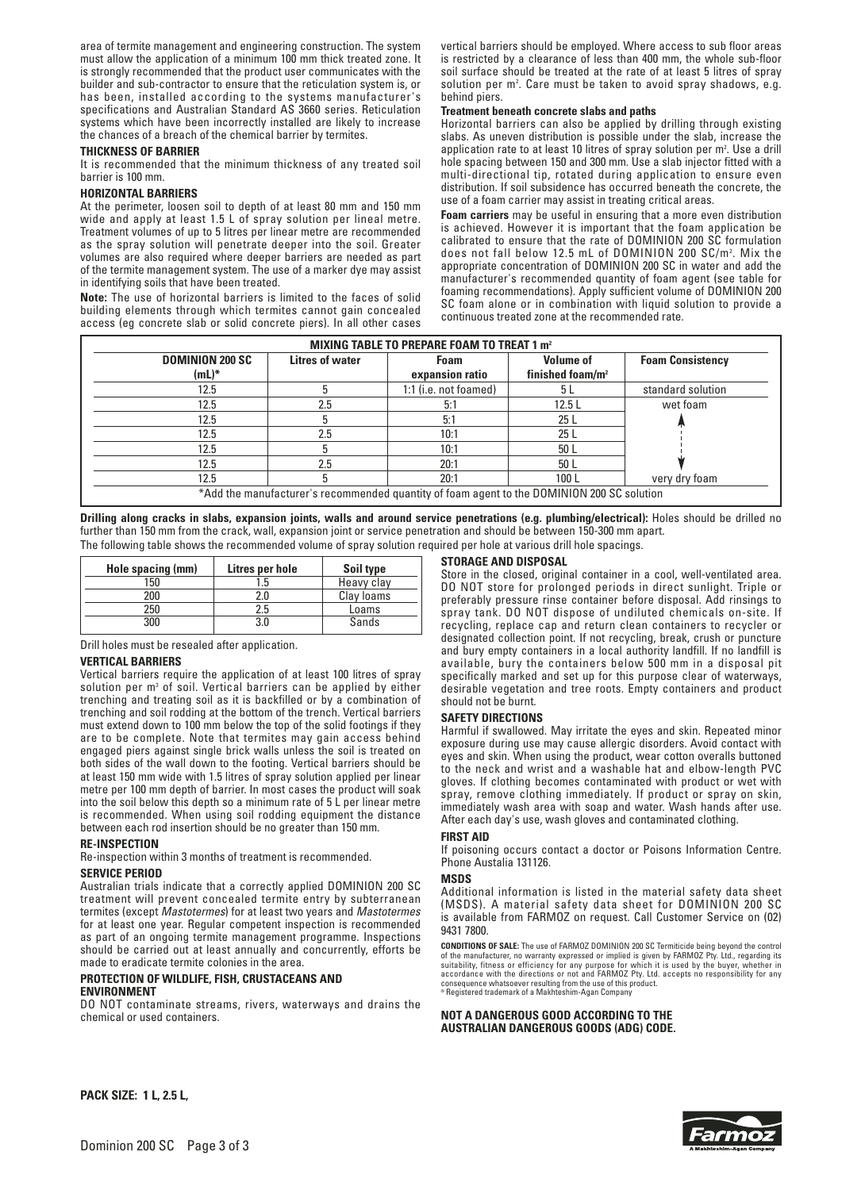area of termite management and engineering construction. The system must allow the application of a minimum 100 mm thick treated zone. It is strongly recommended that the product user communicates with the builder and sub-contractor to ensure that the reticulation system is, or has been, installed according to the systems manufacturer's specifications and Australian Standard AS 3660 series. Reticulation systems which have been incorrectly installed are likely to increase the chances of a breach of the chemical barrier by termites.

### THICKNESS OF BARRIER

It is recommended that the minimum thickness of any treated soil barrier is 100 mm.

### HORIZONTAL BARRIERS

At the perimeter, loosen soil to depth of at least 80 mm and 150 mm wide and apply at least 1.5 L of spray solution per lineal metre. Treatment volumes of up to 5 litres per linear metre are recommended as the spray solution will penetrate deeper into the soil. Greater volumes are also required where deeper barriers are needed as part of the termite management system. The use of a marker dye may assist in identifying soils that have been treated.

**Note:** The use of horizontal barriers is limited to the faces of solid building elements through which termites cannot gain concealed access (eg concrete slab or solid concrete piers). In all other cases vertical barriers should be employed. Where access to sub floor areas is restricted by a clearance of less than 400 mm, the whole sub-floor soil surface should be treated at the rate of at least 5 litres of spray solution per m$^2$. Care must be taken to avoid spray shadows, e.g. behind piers.

**Treatment beneath concrete slabs and paths**

Horizontal barriers can also be applied by drilling through existing slabs. As uneven distribution is possible under the slab, increase the application rate to at least 10 litres of spray solution per m$^2$. Use a drill hole spacing between 150 and 300 mm. Use a slab injector fitted with a multi-directional tip, rotated during application to ensure even distribution. If soil subsidence has occurred beneath the concrete, the use of a foam carrier may assist in treating critical areas.

**Foam carriers** may be useful in ensuring that a more even distribution is achieved. However it is important that the foam application be calibrated to ensure that the rate of DOMINION 200 SC formulation does not fall below 12.5 mL of DOMINION 200 SC/m$^2$. Mix the appropriate concentration of DOMINION 200 SC in water and add the manufacturer's recommended quantity of foam agent (see table for foaming recommendations). Apply sufficient volume of DOMINION 200 SC foam alone or in combination with liquid solution to provide a continuous treated zone at the recommended rate.

**MIXING TABLE TO PREPARE FOAM TO TREAT 1 m$^2$**

| DOMINION 200 SC (mL)* | Litres of water | Foam expansion ratio | Volume of finished foam/m$^2$ | Foam Consistency |
|---|---|---|---|---|
| 12.5 | 5 | 1:1 (i.e. not foamed) | 5 L | standard solution |
| 12.5 | 2.5 | 5:1 | 12.5 L | wet foam |
| 12.5 | 5 | 5:1 | 25 L | ↑ |
| 12.5 | 2.5 | 10:1 | 25 L | |
| 12.5 | 5 | 10:1 | 50 L | |
| 12.5 | 2.5 | 20:1 | 50 L | ↓ |
| 12.5 | 5 | 20:1 | 100 L | very dry foam |

*Add the manufacturer's recommended quantity of foam agent to the DOMINION 200 SC solution

**Drilling along cracks in slabs, expansion joints, walls and around service penetrations (e.g. plumbing/electrical):** Holes should be drilled no further than 150 mm from the crack, wall, expansion joint or service penetration and should be between 150-300 mm apart.

The following table shows the recommended volume of spray solution required per hole at various drill hole spacings.

| Hole spacing (mm) | Litres per hole | Soil type |
|---|---|---|
| 150 | 1.5 | Heavy clay |
| 200 | 2.0 | Clay loams |
| 250 | 2.5 | Loams |
| 300 | 3.0 | Sands |

Drill holes must be resealed after application.

### VERTICAL BARRIERS

Vertical barriers require the application of at least 100 litres of spray solution per m$^3$ of soil. Vertical barriers can be applied by either trenching and treating soil as it is backfilled or by a combination of trenching and soil rodding at the bottom of the trench. Vertical barriers must extend down to 100 mm below the top of the solid footings if they are to be complete. Note that termites may gain access behind engaged piers against single brick walls unless the soil is treated on both sides of the wall down to the footing. Vertical barriers should be at least 150 mm wide with 1.5 litres of spray solution applied per linear metre per 100 mm depth of barrier. In most cases the product will soak into the soil below this depth so a minimum rate of 5 L per linear metre is recommended. When using soil rodding equipment the distance between each rod insertion should be no greater than 150 mm.

### RE-INSPECTION

Re-inspection within 3 months of treatment is recommended.

### SERVICE PERIOD

Australian trials indicate that a correctly applied DOMINION 200 SC treatment will prevent concealed termite entry by subterranean termites (except *Mastotermes*) for at least two years and *Mastotermes* for at least one year. Regular competent inspection is recommended as part of an ongoing termite management programme. Inspections should be carried out at least annually and concurrently, efforts be made to eradicate termite colonies in the area.

### PROTECTION OF WILDLIFE, FISH, CRUSTACEANS AND ENVIRONMENT

DO NOT contaminate streams, rivers, waterways and drains the chemical or used containers.

### STORAGE AND DISPOSAL

Store in the closed, original container in a cool, well-ventilated area. DO NOT store for prolonged periods in direct sunlight. Triple or preferably pressure rinse container before disposal. Add rinsings to spray tank. DO NOT dispose of undiluted chemicals on-site. If recycling, replace cap and return clean containers to recycler or designated collection point. If not recycling, break, crush or puncture and bury empty containers in a local authority landfill. If no landfill is available, bury the containers below 500 mm in a disposal pit specifically marked and set up for this purpose clear of waterways, desirable vegetation and tree roots. Empty containers and product should not be burnt.

### SAFETY DIRECTIONS

Harmful if swallowed. May irritate the eyes and skin. Repeated minor exposure during use may cause allergic disorders. Avoid contact with eyes and skin. When using the product, wear cotton overalls buttoned to the neck and wrist and a washable hat and elbow-length PVC gloves. If clothing becomes contaminated with product or wet with spray, remove clothing immediately. If product or spray on skin, immediately wash area with soap and water. Wash hands after use. After each day's use, wash gloves and contaminated clothing.

### FIRST AID

If poisoning occurs contact a doctor or Poisons Information Centre. Phone Austalia 131126.

### MSDS

Additional information is listed in the material safety data sheet (MSDS). A material safety data sheet for DOMINION 200 SC is available from FARMOZ on request. Call Customer Service on (02) 9431 7800.

**CONDITIONS OF SALE:** The use of FARMOZ DOMINION 200 SC Termiticide being beyond the control of the manufacturer, no warranty expressed or implied is given by FARMOZ Pty. Ltd., regarding its suitability, fitness or efficiency for any purpose for which it is used by the buyer, whether in accordance with the directions or not and FARMOZ Pty. Ltd. accepts no responsibility for any consequence whatsoever resulting from the use of this product.
® Registered trademark of a Makhteshim-Agan Company

**NOT A DANGEROUS GOOD ACCORDING TO THE AUSTRALIAN DANGEROUS GOODS (ADG) CODE.**

**PACK SIZE: 1 L, 2.5 L,**

Farmoz
A Makhteshim-Agan Company